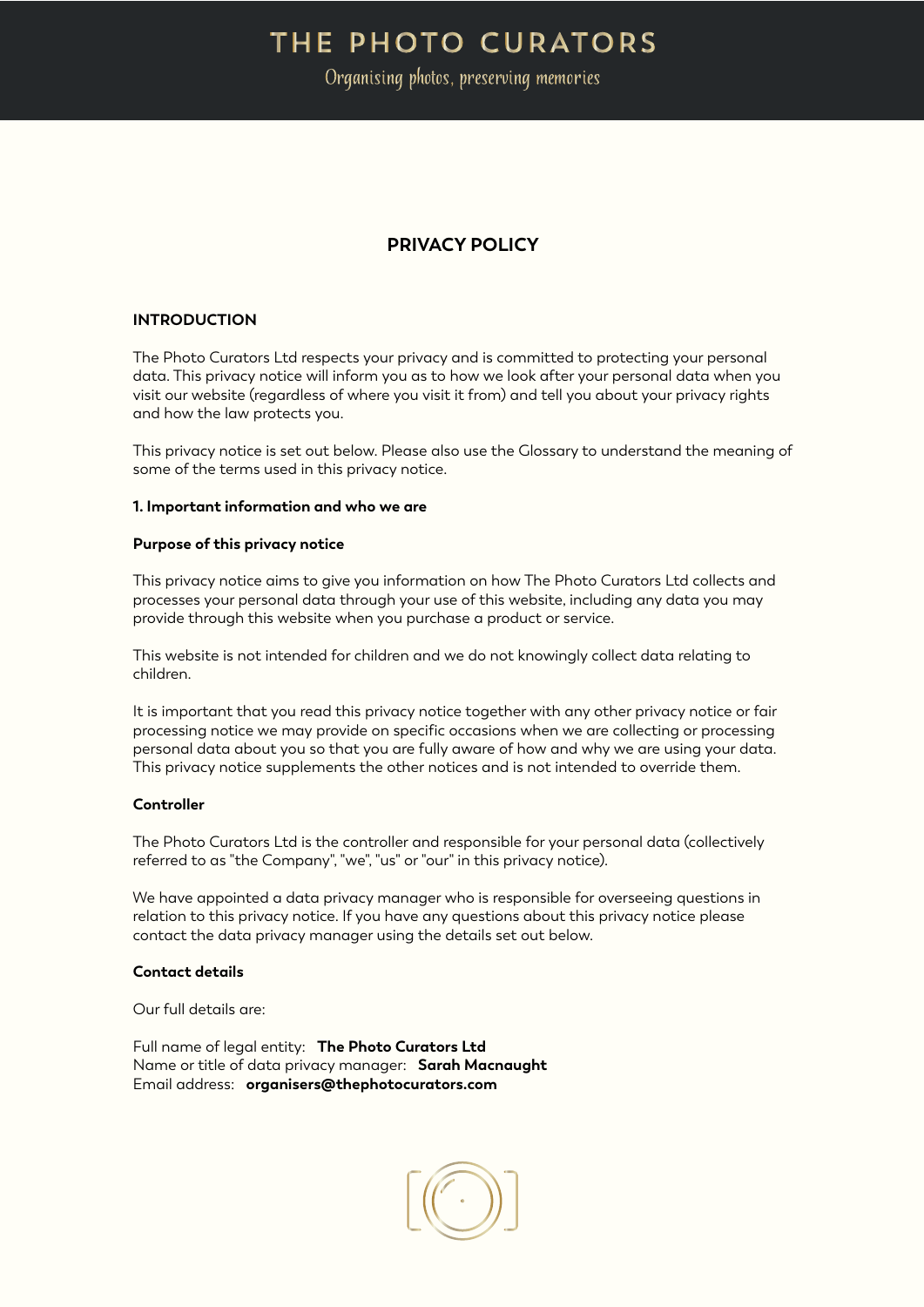# THE PHOTO CURATORS

*Organising photos, preserving memories*

## PRIVACY POLICY

### INTRODUCTION

The Photo Curators Ltd respects your privacy and is committed to protecting your personal data. This privacy notice will inform you as to how we look after your personal data when you visit our website (regardless of where you visit it from) and tell you about your privacy rights and how the law protects you.

This privacy notice is set out below. Please also use the Glossary to understand the meaning of some of the terms used in this privacy notice.

#### 1. Important information and who we are

**Purpose of this privacy notice**

This privacy notice aims to give you information on how The Photo Curators Ltd collects and processes your personal data through your use of this website, including any data you may provide through this website when you purchase a product or service.

This website is not intended for children and we do not knowingly collect data relating to children.

It is important that you read this privacy notice together with any other privacy notice or fair processing notice we may provide on specific occasions when we are collecting or processing personal data about you so that you are fully aware of how and why we are using your data. This privacy notice supplements the other notices and is not intended to override them.

**Controller**

The Photo Curators Ltd is the controller and responsible for your personal data (collectively referred to as "the Company", "we", "us" or "our" in this privacy notice).

We have appointed a data privacy manager who is responsible for overseeing questions in relation to this privacy notice. If you have any questions about this privacy notice please contact the data privacy manager using the details set out below.

**Contact details**

Our full details are:

Full name of legal entity: **The Photo Curators Ltd**
Name or title of data privacy manager: **Sarah Macnaught**
Email address: **organisers@thephotocurators.com**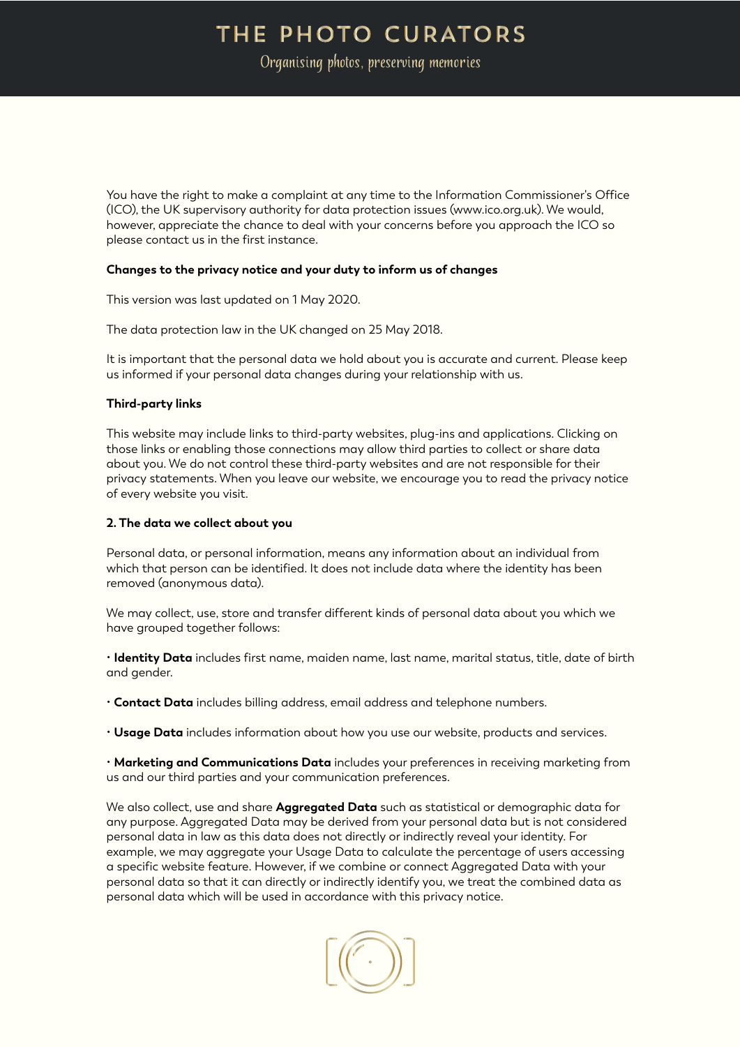You have the right to make a complaint at any time to the Information Commissioner's Office (ICO), the UK supervisory authority for data protection issues (www.ico.org.uk). We would, however, appreciate the chance to deal with your concerns before you approach the ICO so please contact us in the first instance.

**Changes to the privacy notice and your duty to inform us of changes**

This version was last updated on 1 May 2020.

The data protection law in the UK changed on 25 May 2018.

It is important that the personal data we hold about you is accurate and current. Please keep us informed if your personal data changes during your relationship with us.

**Third-party links**

This website may include links to third-party websites, plug-ins and applications. Clicking on those links or enabling those connections may allow third parties to collect or share data about you. We do not control these third-party websites and are not responsible for their privacy statements. When you leave our website, we encourage you to read the privacy notice of every website you visit.

**2. The data we collect about you**

Personal data, or personal information, means any information about an individual from which that person can be identified. It does not include data where the identity has been removed (anonymous data).

We may collect, use, store and transfer different kinds of personal data about you which we have grouped together follows:

- **Identity Data** includes first name, maiden name, last name, marital status, title, date of birth and gender.
- **Contact Data** includes billing address, email address and telephone numbers.
- **Usage Data** includes information about how you use our website, products and services.
- **Marketing and Communications Data** includes your preferences in receiving marketing from us and our third parties and your communication preferences.

We also collect, use and share **Aggregated Data** such as statistical or demographic data for any purpose. Aggregated Data may be derived from your personal data but is not considered personal data in law as this data does not directly or indirectly reveal your identity. For example, we may aggregate your Usage Data to calculate the percentage of users accessing a specific website feature. However, if we combine or connect Aggregated Data with your personal data so that it can directly or indirectly identify you, we treat the combined data as personal data which will be used in accordance with this privacy notice.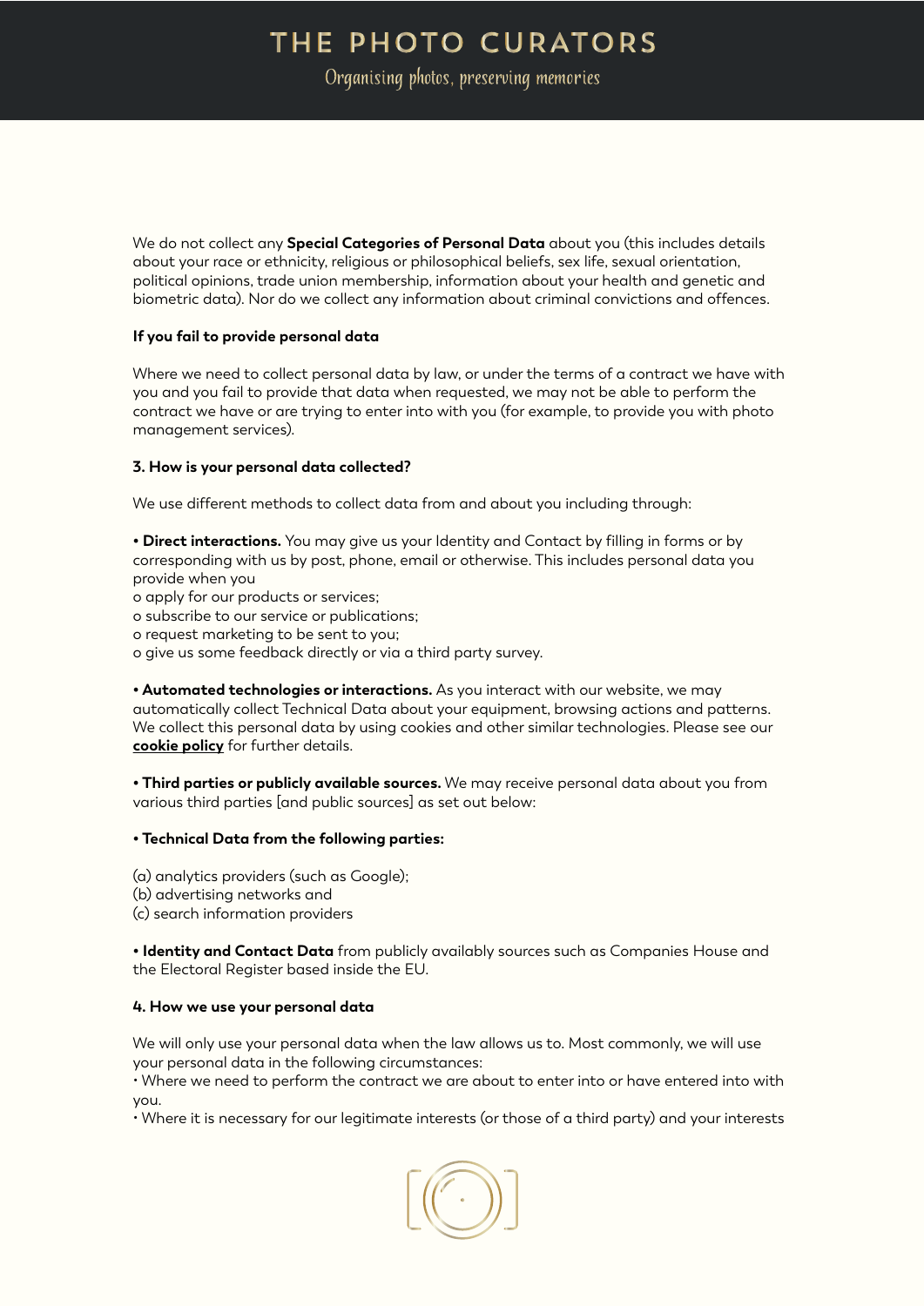We do not collect any **Special Categories of Personal Data** about you (this includes details about your race or ethnicity, religious or philosophical beliefs, sex life, sexual orientation, political opinions, trade union membership, information about your health and genetic and biometric data). Nor do we collect any information about criminal convictions and offences.

**If you fail to provide personal data**

Where we need to collect personal data by law, or under the terms of a contract we have with you and you fail to provide that data when requested, we may not be able to perform the contract we have or are trying to enter into with you (for example, to provide you with photo management services).

**3. How is your personal data collected?**

We use different methods to collect data from and about you including through:

• **Direct interactions.** You may give us your Identity and Contact by filling in forms or by corresponding with us by post, phone, email or otherwise. This includes personal data you provide when you

o apply for our products or services;
o subscribe to our service or publications;
o request marketing to be sent to you;
o give us some feedback directly or via a third party survey.

• **Automated technologies or interactions.** As you interact with our website, we may automatically collect Technical Data about your equipment, browsing actions and patterns. We collect this personal data by using cookies and other similar technologies. Please see our **cookie policy** for further details.

• **Third parties or publicly available sources.** We may receive personal data about you from various third parties [and public sources] as set out below:

• **Technical Data from the following parties:**

(a) analytics providers (such as Google);
(b) advertising networks and
(c) search information providers

• **Identity and Contact Data** from publicly availably sources such as Companies House and the Electoral Register based inside the EU.

**4. How we use your personal data**

We will only use your personal data when the law allows us to. Most commonly, we will use your personal data in the following circumstances:

• Where we need to perform the contract we are about to enter into or have entered into with you.

• Where it is necessary for our legitimate interests (or those of a third party) and your interests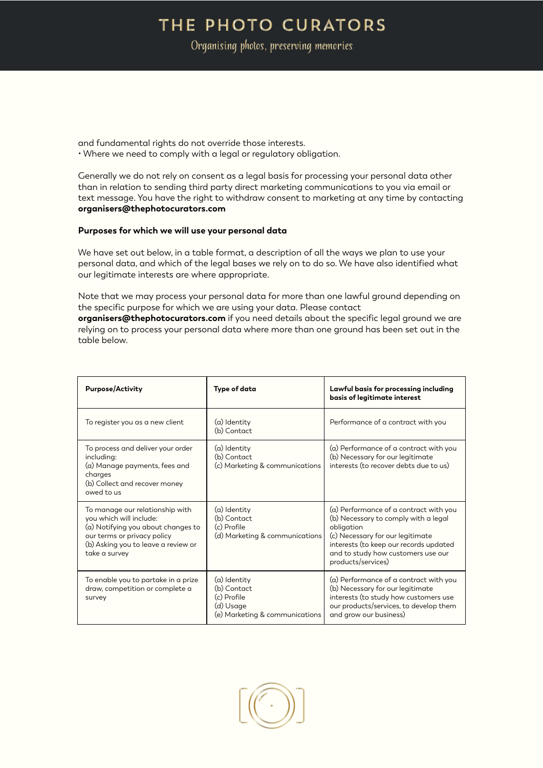and fundamental rights do not override those interests.
• Where we need to comply with a legal or regulatory obligation.

Generally we do not rely on consent as a legal basis for processing your personal data other than in relation to sending third party direct marketing communications to you via email or text message. You have the right to withdraw consent to marketing at any time by contacting **organisers@thephotocurators.com**

**Purposes for which we will use your personal data**

We have set out below, in a table format, a description of all the ways we plan to use your personal data, and which of the legal bases we rely on to do so. We have also identified what our legitimate interests are where appropriate.

Note that we may process your personal data for more than one lawful ground depending on the specific purpose for which we are using your data. Please contact **organisers@thephotocurators.com** if you need details about the specific legal ground we are relying on to process your personal data where more than one ground has been set out in the table below.

| **Purpose/Activity** | **Type of data** | **Lawful basis for processing including basis of legitimate interest** |
|---|---|---|
| To register you as a new client | (a) Identity<br>(b) Contact | Performance of a contract with you |
| To process and deliver your order including:<br>(a) Manage payments, fees and charges<br>(b) Collect and recover money owed to us | (a) Identity<br>(b) Contact<br>(c) Marketing & communications | (a) Performance of a contract with you<br>(b) Necessary for our legitimate interests (to recover debts due to us) |
| To manage our relationship with you which will include:<br>(a) Notifying you about changes to our terms or privacy policy<br>(b) Asking you to leave a review or take a survey | (a) Identity<br>(b) Contact<br>(c) Profile<br>(d) Marketing & communications | (a) Performance of a contract with you<br>(b) Necessary to comply with a legal obligation<br>(c) Necessary for our legitimate interests (to keep our records updated and to study how customers use our products/services) |
| To enable you to partake in a prize draw, competition or complete a survey | (a) Identity<br>(b) Contact<br>(c) Profile<br>(d) Usage<br>(e) Marketing & communications | (a) Performance of a contract with you<br>(b) Necessary for our legitimate interests (to study how customers use our products/services, to develop them and grow our business) |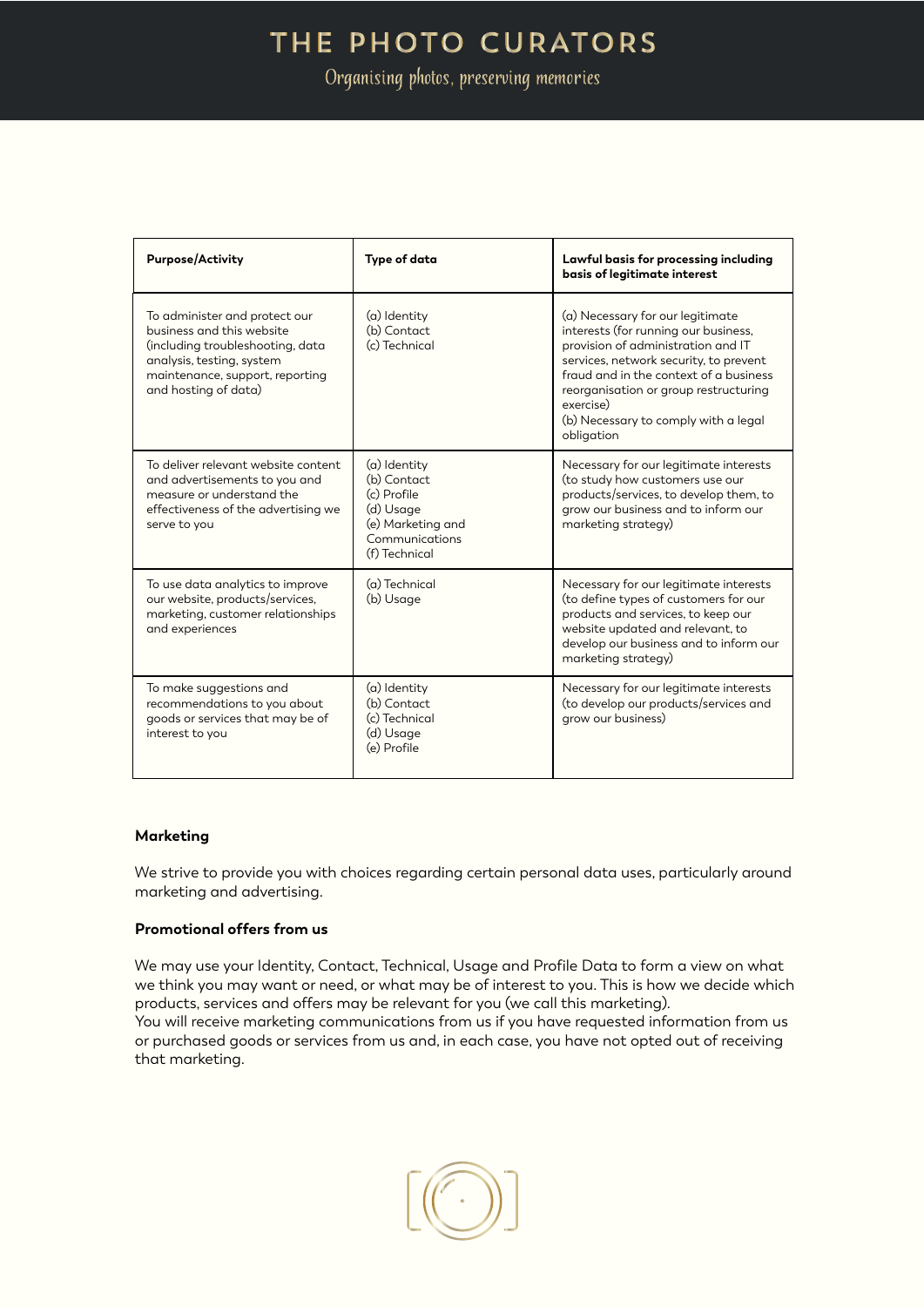| Purpose/Activity | Type of data | Lawful basis for processing including basis of legitimate interest |
| --- | --- | --- |
| To administer and protect our business and this website (including troubleshooting, data analysis, testing, system maintenance, support, reporting and hosting of data) | (a) Identity<br>(b) Contact<br>(c) Technical | (a) Necessary for our legitimate interests (for running our business, provision of administration and IT services, network security, to prevent fraud and in the context of a business reorganisation or group restructuring exercise)<br>(b) Necessary to comply with a legal obligation |
| To deliver relevant website content and advertisements to you and measure or understand the effectiveness of the advertising we serve to you | (a) Identity<br>(b) Contact<br>(c) Profile<br>(d) Usage<br>(e) Marketing and Communications<br>(f) Technical | Necessary for our legitimate interests (to study how customers use our products/services, to develop them, to grow our business and to inform our marketing strategy) |
| To use data analytics to improve our website, products/services, marketing, customer relationships and experiences | (a) Technical<br>(b) Usage | Necessary for our legitimate interests (to define types of customers for our products and services, to keep our website updated and relevant, to develop our business and to inform our marketing strategy) |
| To make suggestions and recommendations to you about goods or services that may be of interest to you | (a) Identity<br>(b) Contact<br>(c) Technical<br>(d) Usage<br>(e) Profile | Necessary for our legitimate interests (to develop our products/services and grow our business) |

**Marketing**

We strive to provide you with choices regarding certain personal data uses, particularly around marketing and advertising.

**Promotional offers from us**

We may use your Identity, Contact, Technical, Usage and Profile Data to form a view on what we think you may want or need, or what may be of interest to you. This is how we decide which products, services and offers may be relevant for you (we call this marketing).
You will receive marketing communications from us if you have requested information from us or purchased goods or services from us and, in each case, you have not opted out of receiving that marketing.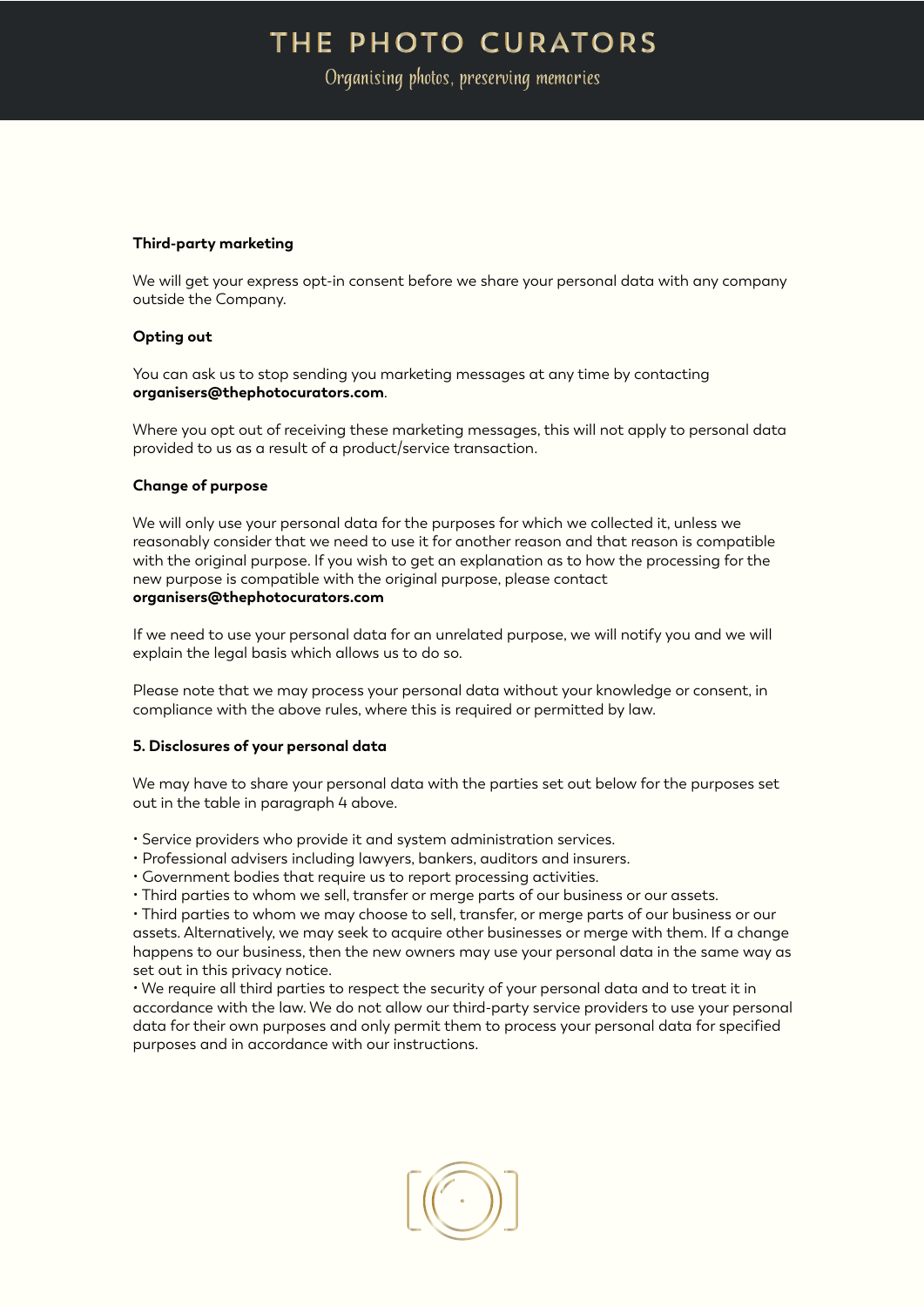**Third-party marketing**

We will get your express opt-in consent before we share your personal data with any company outside the Company.

**Opting out**

You can ask us to stop sending you marketing messages at any time by contacting **organisers@thephotocurators.com**.

Where you opt out of receiving these marketing messages, this will not apply to personal data provided to us as a result of a product/service transaction.

**Change of purpose**

We will only use your personal data for the purposes for which we collected it, unless we reasonably consider that we need to use it for another reason and that reason is compatible with the original purpose. If you wish to get an explanation as to how the processing for the new purpose is compatible with the original purpose, please contact **organisers@thephotocurators.com**

If we need to use your personal data for an unrelated purpose, we will notify you and we will explain the legal basis which allows us to do so.

Please note that we may process your personal data without your knowledge or consent, in compliance with the above rules, where this is required or permitted by law.

**5. Disclosures of your personal data**

We may have to share your personal data with the parties set out below for the purposes set out in the table in paragraph 4 above.

- Service providers who provide it and system administration services.
- Professional advisers including lawyers, bankers, auditors and insurers.
- Government bodies that require us to report processing activities.
- Third parties to whom we sell, transfer or merge parts of our business or our assets.
- Third parties to whom we may choose to sell, transfer, or merge parts of our business or our assets. Alternatively, we may seek to acquire other businesses or merge with them. If a change happens to our business, then the new owners may use your personal data in the same way as set out in this privacy notice.
- We require all third parties to respect the security of your personal data and to treat it in accordance with the law. We do not allow our third-party service providers to use your personal data for their own purposes and only permit them to process your personal data for specified purposes and in accordance with our instructions.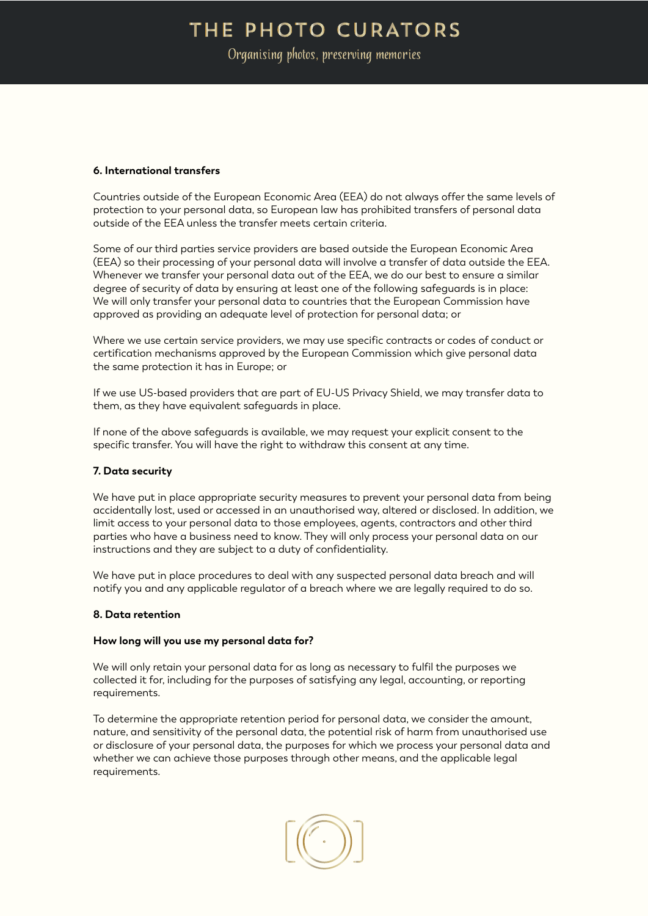### 6. International transfers

Countries outside of the European Economic Area (EEA) do not always offer the same levels of protection to your personal data, so European law has prohibited transfers of personal data outside of the EEA unless the transfer meets certain criteria.

Some of our third parties service providers are based outside the European Economic Area (EEA) so their processing of your personal data will involve a transfer of data outside the EEA. Whenever we transfer your personal data out of the EEA, we do our best to ensure a similar degree of security of data by ensuring at least one of the following safeguards is in place: We will only transfer your personal data to countries that the European Commission have approved as providing an adequate level of protection for personal data; or

Where we use certain service providers, we may use specific contracts or codes of conduct or certification mechanisms approved by the European Commission which give personal data the same protection it has in Europe; or

If we use US-based providers that are part of EU-US Privacy Shield, we may transfer data to them, as they have equivalent safeguards in place.

If none of the above safeguards is available, we may request your explicit consent to the specific transfer. You will have the right to withdraw this consent at any time.

### 7. Data security

We have put in place appropriate security measures to prevent your personal data from being accidentally lost, used or accessed in an unauthorised way, altered or disclosed. In addition, we limit access to your personal data to those employees, agents, contractors and other third parties who have a business need to know. They will only process your personal data on our instructions and they are subject to a duty of confidentiality.

We have put in place procedures to deal with any suspected personal data breach and will notify you and any applicable regulator of a breach where we are legally required to do so.

### 8. Data retention

**How long will you use my personal data for?**

We will only retain your personal data for as long as necessary to fulfil the purposes we collected it for, including for the purposes of satisfying any legal, accounting, or reporting requirements.

To determine the appropriate retention period for personal data, we consider the amount, nature, and sensitivity of the personal data, the potential risk of harm from unauthorised use or disclosure of your personal data, the purposes for which we process your personal data and whether we can achieve those purposes through other means, and the applicable legal requirements.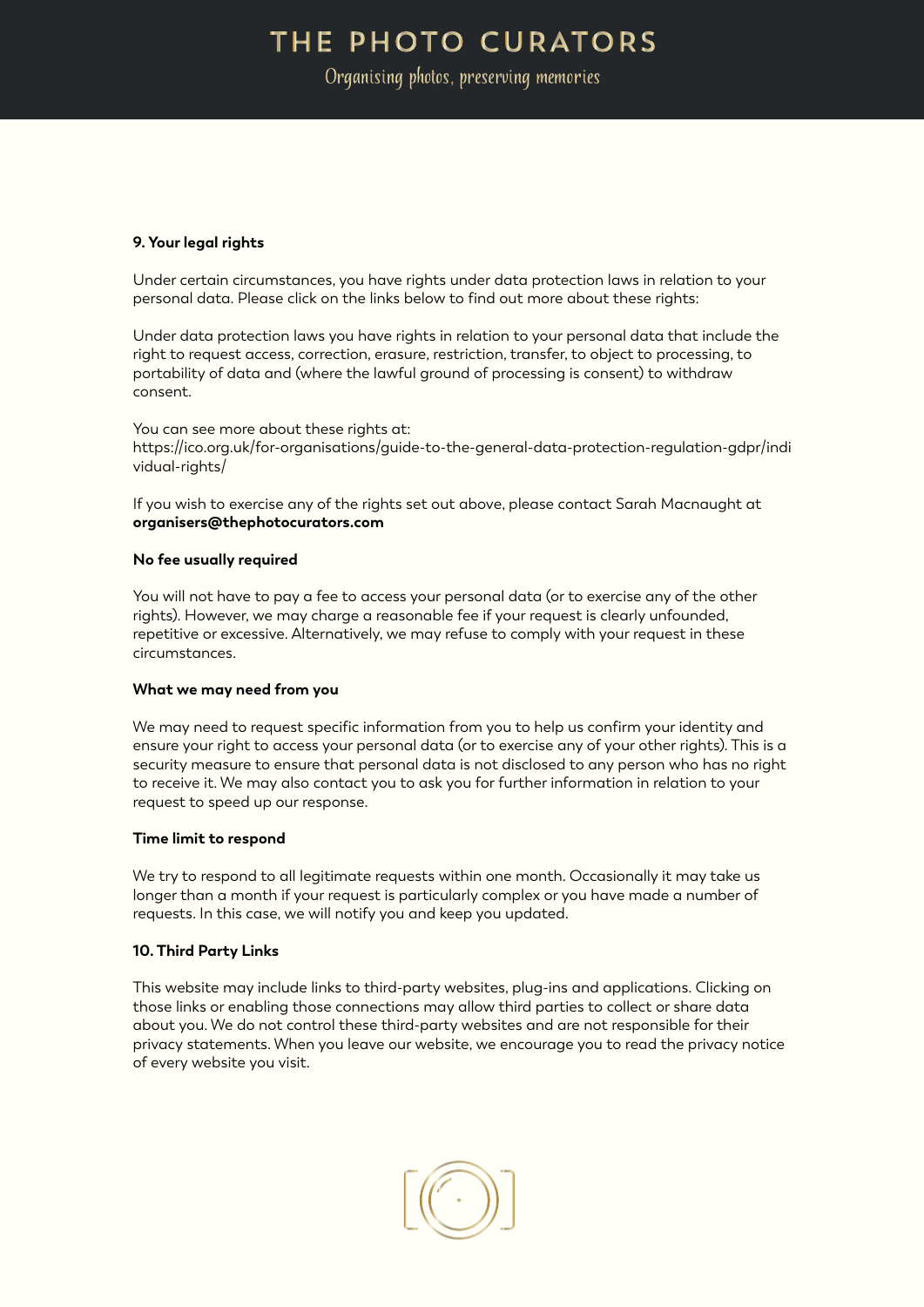**9. Your legal rights**

Under certain circumstances, you have rights under data protection laws in relation to your personal data. Please click on the links below to find out more about these rights:

Under data protection laws you have rights in relation to your personal data that include the right to request access, correction, erasure, restriction, transfer, to object to processing, to portability of data and (where the lawful ground of processing is consent) to withdraw consent.

You can see more about these rights at:
https://ico.org.uk/for-organisations/guide-to-the-general-data-protection-regulation-gdpr/individual-rights/

If you wish to exercise any of the rights set out above, please contact Sarah Macnaught at **organisers@thephotocurators.com**

**No fee usually required**

You will not have to pay a fee to access your personal data (or to exercise any of the other rights). However, we may charge a reasonable fee if your request is clearly unfounded, repetitive or excessive. Alternatively, we may refuse to comply with your request in these circumstances.

**What we may need from you**

We may need to request specific information from you to help us confirm your identity and ensure your right to access your personal data (or to exercise any of your other rights). This is a security measure to ensure that personal data is not disclosed to any person who has no right to receive it. We may also contact you to ask you for further information in relation to your request to speed up our response.

**Time limit to respond**

We try to respond to all legitimate requests within one month. Occasionally it may take us longer than a month if your request is particularly complex or you have made a number of requests. In this case, we will notify you and keep you updated.

**10. Third Party Links**

This website may include links to third-party websites, plug-ins and applications. Clicking on those links or enabling those connections may allow third parties to collect or share data about you. We do not control these third-party websites and are not responsible for their privacy statements. When you leave our website, we encourage you to read the privacy notice of every website you visit.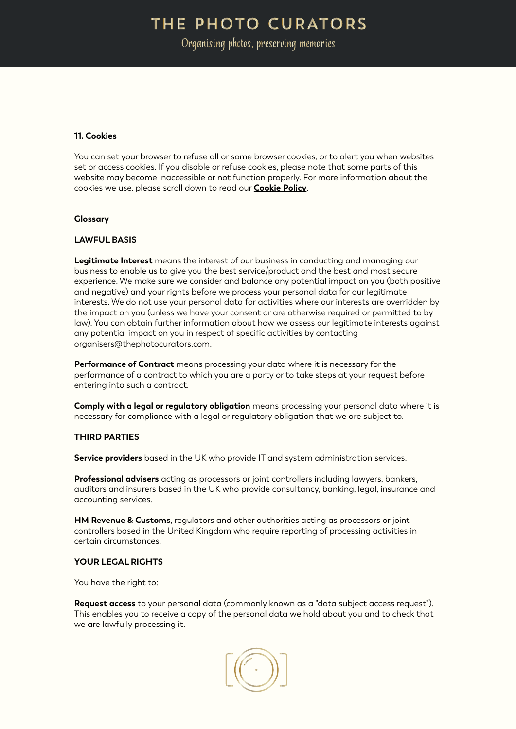**11. Cookies**

You can set your browser to refuse all or some browser cookies, or to alert you when websites set or access cookies. If you disable or refuse cookies, please note that some parts of this website may become inaccessible or not function properly. For more information about the cookies we use, please scroll down to read our **Cookie Policy**.

**Glossary**

**LAWFUL BASIS**

**Legitimate Interest** means the interest of our business in conducting and managing our business to enable us to give you the best service/product and the best and most secure experience. We make sure we consider and balance any potential impact on you (both positive and negative) and your rights before we process your personal data for our legitimate interests. We do not use your personal data for activities where our interests are overridden by the impact on you (unless we have your consent or are otherwise required or permitted to by law). You can obtain further information about how we assess our legitimate interests against any potential impact on you in respect of specific activities by contacting organisers@thephotocurators.com.

**Performance of Contract** means processing your data where it is necessary for the performance of a contract to which you are a party or to take steps at your request before entering into such a contract.

**Comply with a legal or regulatory obligation** means processing your personal data where it is necessary for compliance with a legal or regulatory obligation that we are subject to.

**THIRD PARTIES**

**Service providers** based in the UK who provide IT and system administration services.

**Professional advisers** acting as processors or joint controllers including lawyers, bankers, auditors and insurers based in the UK who provide consultancy, banking, legal, insurance and accounting services.

**HM Revenue & Customs**, regulators and other authorities acting as processors or joint controllers based in the United Kingdom who require reporting of processing activities in certain circumstances.

**YOUR LEGAL RIGHTS**

You have the right to:

**Request access** to your personal data (commonly known as a "data subject access request"). This enables you to receive a copy of the personal data we hold about you and to check that we are lawfully processing it.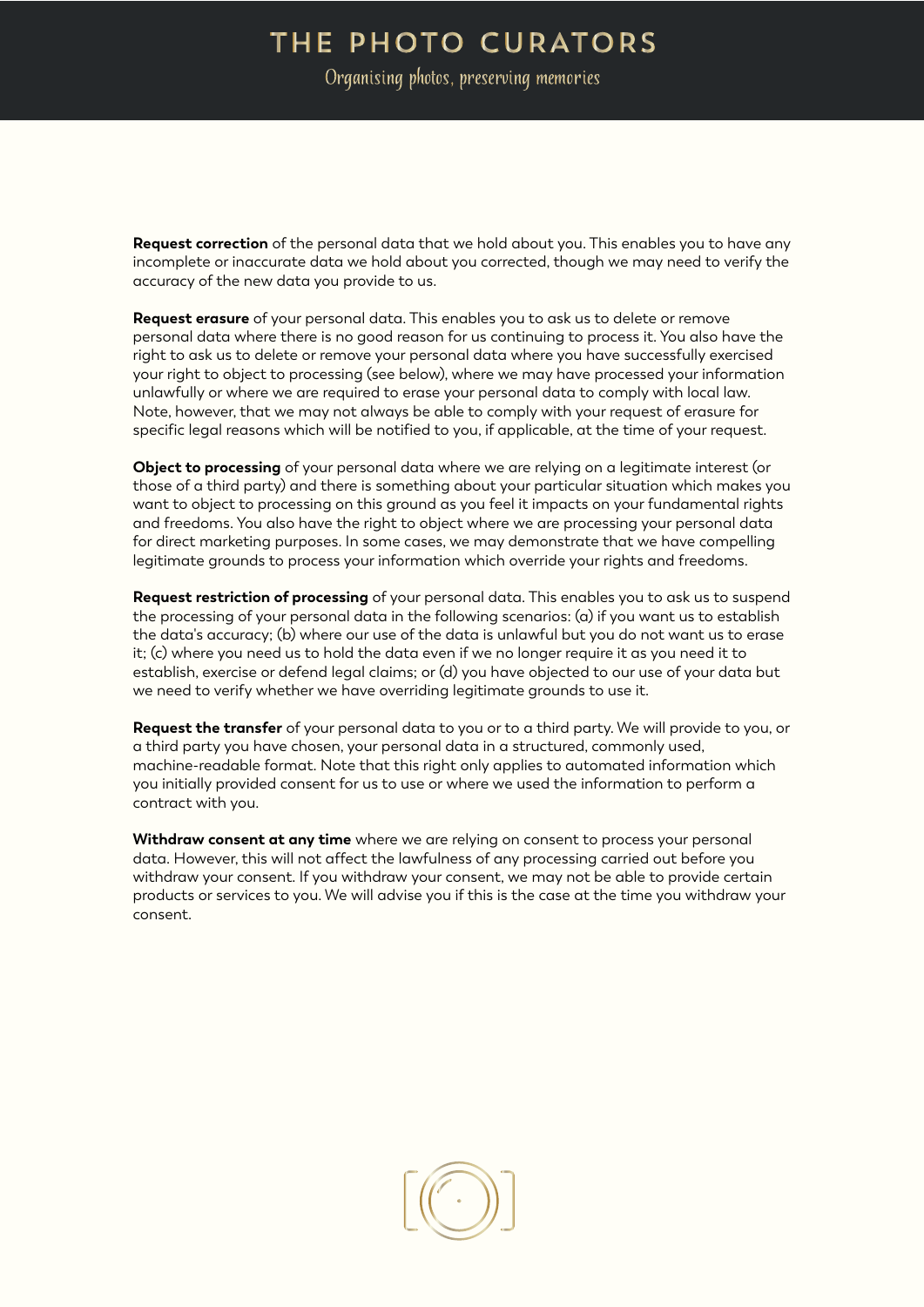**Request correction** of the personal data that we hold about you. This enables you to have any incomplete or inaccurate data we hold about you corrected, though we may need to verify the accuracy of the new data you provide to us.

**Request erasure** of your personal data. This enables you to ask us to delete or remove personal data where there is no good reason for us continuing to process it. You also have the right to ask us to delete or remove your personal data where you have successfully exercised your right to object to processing (see below), where we may have processed your information unlawfully or where we are required to erase your personal data to comply with local law. Note, however, that we may not always be able to comply with your request of erasure for specific legal reasons which will be notified to you, if applicable, at the time of your request.

**Object to processing** of your personal data where we are relying on a legitimate interest (or those of a third party) and there is something about your particular situation which makes you want to object to processing on this ground as you feel it impacts on your fundamental rights and freedoms. You also have the right to object where we are processing your personal data for direct marketing purposes. In some cases, we may demonstrate that we have compelling legitimate grounds to process your information which override your rights and freedoms.

**Request restriction of processing** of your personal data. This enables you to ask us to suspend the processing of your personal data in the following scenarios: (a) if you want us to establish the data's accuracy; (b) where our use of the data is unlawful but you do not want us to erase it; (c) where you need us to hold the data even if we no longer require it as you need it to establish, exercise or defend legal claims; or (d) you have objected to our use of your data but we need to verify whether we have overriding legitimate grounds to use it.

**Request the transfer** of your personal data to you or to a third party. We will provide to you, or a third party you have chosen, your personal data in a structured, commonly used, machine-readable format. Note that this right only applies to automated information which you initially provided consent for us to use or where we used the information to perform a contract with you.

**Withdraw consent at any time** where we are relying on consent to process your personal data. However, this will not affect the lawfulness of any processing carried out before you withdraw your consent. If you withdraw your consent, we may not be able to provide certain products or services to you. We will advise you if this is the case at the time you withdraw your consent.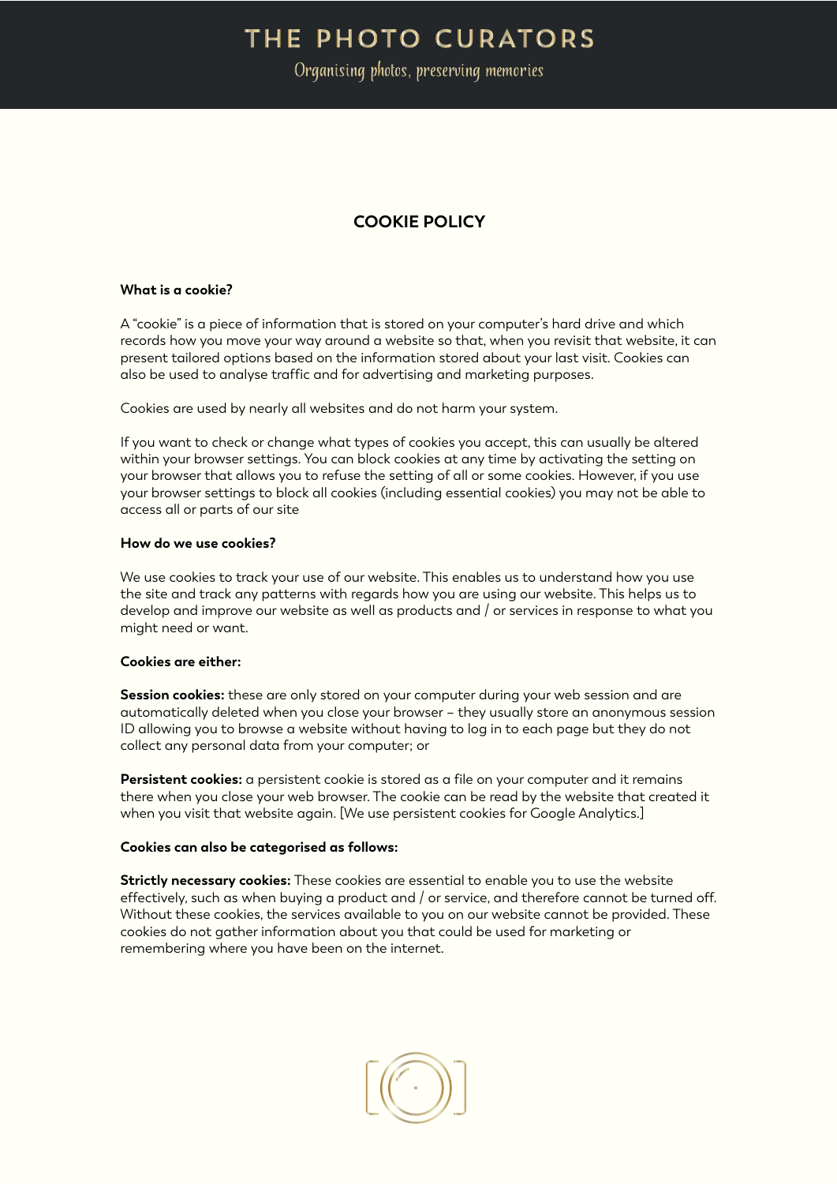# COOKIE POLICY

**What is a cookie?**

A "cookie" is a piece of information that is stored on your computer's hard drive and which records how you move your way around a website so that, when you revisit that website, it can present tailored options based on the information stored about your last visit. Cookies can also be used to analyse traffic and for advertising and marketing purposes.

Cookies are used by nearly all websites and do not harm your system.

If you want to check or change what types of cookies you accept, this can usually be altered within your browser settings. You can block cookies at any time by activating the setting on your browser that allows you to refuse the setting of all or some cookies. However, if you use your browser settings to block all cookies (including essential cookies) you may not be able to access all or parts of our site

**How do we use cookies?**

We use cookies to track your use of our website. This enables us to understand how you use the site and track any patterns with regards how you are using our website. This helps us to develop and improve our website as well as products and / or services in response to what you might need or want.

**Cookies are either:**

**Session cookies:** these are only stored on your computer during your web session and are automatically deleted when you close your browser – they usually store an anonymous session ID allowing you to browse a website without having to log in to each page but they do not collect any personal data from your computer; or

**Persistent cookies:** a persistent cookie is stored as a file on your computer and it remains there when you close your web browser. The cookie can be read by the website that created it when you visit that website again. [We use persistent cookies for Google Analytics.]

**Cookies can also be categorised as follows:**

**Strictly necessary cookies:** These cookies are essential to enable you to use the website effectively, such as when buying a product and / or service, and therefore cannot be turned off. Without these cookies, the services available to you on our website cannot be provided. These cookies do not gather information about you that could be used for marketing or remembering where you have been on the internet.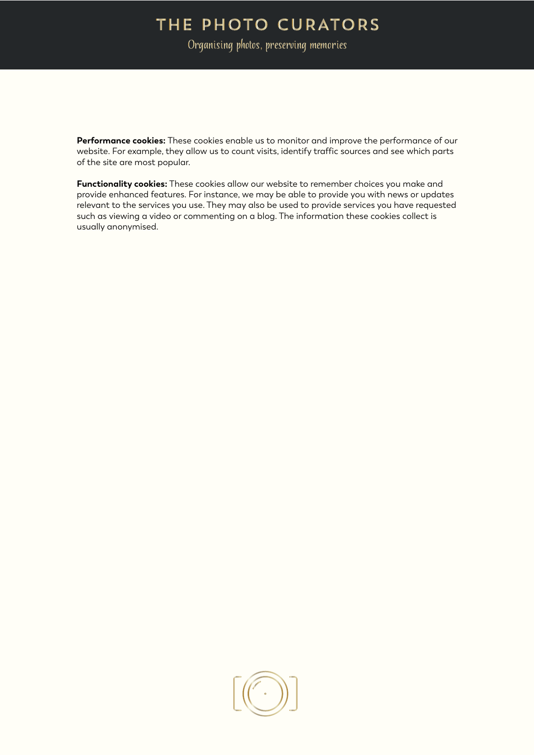**Performance cookies:** These cookies enable us to monitor and improve the performance of our website. For example, they allow us to count visits, identify traffic sources and see which parts of the site are most popular.

**Functionality cookies:** These cookies allow our website to remember choices you make and provide enhanced features. For instance, we may be able to provide you with news or updates relevant to the services you use. They may also be used to provide services you have requested such as viewing a video or commenting on a blog. The information these cookies collect is usually anonymised.